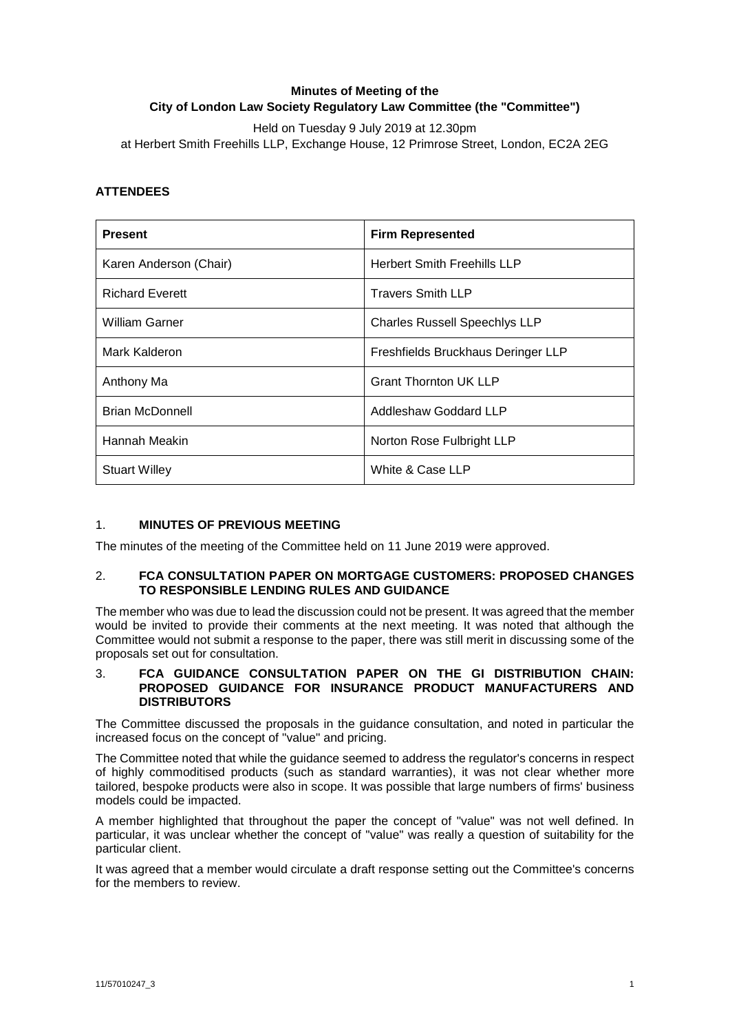**Minutes of Meeting of the**
**City of London Law Society Regulatory Law Committee (the "Committee")**

Held on Tuesday 9 July 2019 at 12.30pm
at Herbert Smith Freehills LLP, Exchange House, 12 Primrose Street, London, EC2A 2EG

**ATTENDEES**

| Present | Firm Represented |
|---|---|
| Karen Anderson (Chair) | Herbert Smith Freehills LLP |
| Richard Everett | Travers Smith LLP |
| William Garner | Charles Russell Speechlys LLP |
| Mark Kalderon | Freshfields Bruckhaus Deringer LLP |
| Anthony Ma | Grant Thornton UK LLP |
| Brian McDonnell | Addleshaw Goddard LLP |
| Hannah Meakin | Norton Rose Fulbright LLP |
| Stuart Willey | White & Case LLP |

## 1. MINUTES OF PREVIOUS MEETING

The minutes of the meeting of the Committee held on 11 June 2019 were approved.

## 2. FCA CONSULTATION PAPER ON MORTGAGE CUSTOMERS: PROPOSED CHANGES TO RESPONSIBLE LENDING RULES AND GUIDANCE

The member who was due to lead the discussion could not be present. It was agreed that the member would be invited to provide their comments at the next meeting. It was noted that although the Committee would not submit a response to the paper, there was still merit in discussing some of the proposals set out for consultation.

## 3. FCA GUIDANCE CONSULTATION PAPER ON THE GI DISTRIBUTION CHAIN: PROPOSED GUIDANCE FOR INSURANCE PRODUCT MANUFACTURERS AND DISTRIBUTORS

The Committee discussed the proposals in the guidance consultation, and noted in particular the increased focus on the concept of "value" and pricing.

The Committee noted that while the guidance seemed to address the regulator's concerns in respect of highly commoditised products (such as standard warranties), it was not clear whether more tailored, bespoke products were also in scope. It was possible that large numbers of firms' business models could be impacted.

A member highlighted that throughout the paper the concept of "value" was not well defined. In particular, it was unclear whether the concept of "value" was really a question of suitability for the particular client.

It was agreed that a member would circulate a draft response setting out the Committee's concerns for the members to review.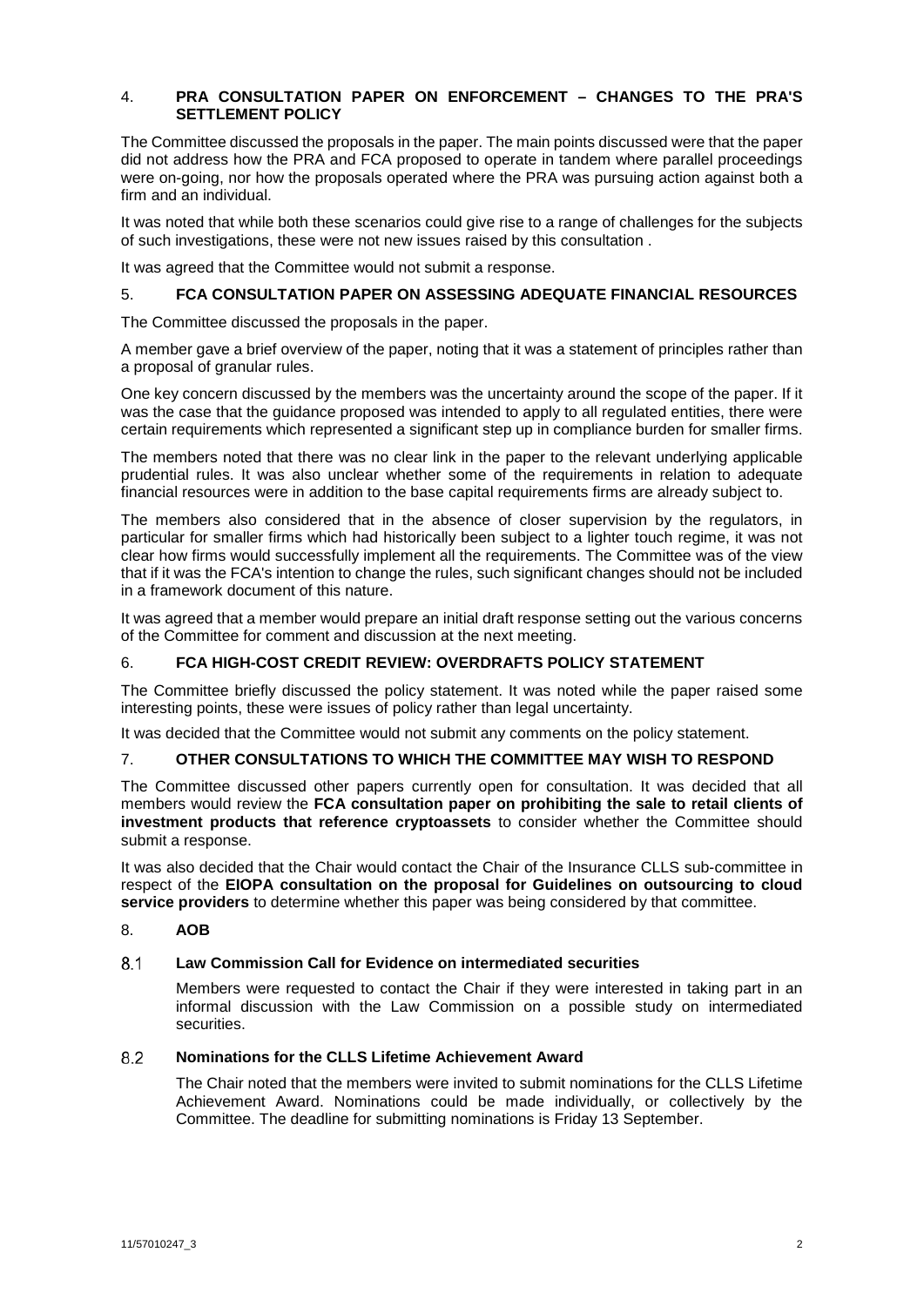## 4. PRA CONSULTATION PAPER ON ENFORCEMENT – CHANGES TO THE PRA'S SETTLEMENT POLICY

The Committee discussed the proposals in the paper. The main points discussed were that the paper did not address how the PRA and FCA proposed to operate in tandem where parallel proceedings were on-going, nor how the proposals operated where the PRA was pursuing action against both a firm and an individual.

It was noted that while both these scenarios could give rise to a range of challenges for the subjects of such investigations, these were not new issues raised by this consultation .

It was agreed that the Committee would not submit a response.

## 5. FCA CONSULTATION PAPER ON ASSESSING ADEQUATE FINANCIAL RESOURCES

The Committee discussed the proposals in the paper.

A member gave a brief overview of the paper, noting that it was a statement of principles rather than a proposal of granular rules.

One key concern discussed by the members was the uncertainty around the scope of the paper. If it was the case that the guidance proposed was intended to apply to all regulated entities, there were certain requirements which represented a significant step up in compliance burden for smaller firms.

The members noted that there was no clear link in the paper to the relevant underlying applicable prudential rules. It was also unclear whether some of the requirements in relation to adequate financial resources were in addition to the base capital requirements firms are already subject to.

The members also considered that in the absence of closer supervision by the regulators, in particular for smaller firms which had historically been subject to a lighter touch regime, it was not clear how firms would successfully implement all the requirements. The Committee was of the view that if it was the FCA's intention to change the rules, such significant changes should not be included in a framework document of this nature.

It was agreed that a member would prepare an initial draft response setting out the various concerns of the Committee for comment and discussion at the next meeting.

## 6. FCA HIGH-COST CREDIT REVIEW: OVERDRAFTS POLICY STATEMENT

The Committee briefly discussed the policy statement. It was noted while the paper raised some interesting points, these were issues of policy rather than legal uncertainty.

It was decided that the Committee would not submit any comments on the policy statement.

## 7. OTHER CONSULTATIONS TO WHICH THE COMMITTEE MAY WISH TO RESPOND

The Committee discussed other papers currently open for consultation. It was decided that all members would review the **FCA consultation paper on prohibiting the sale to retail clients of investment products that reference cryptoassets** to consider whether the Committee should submit a response.

It was also decided that the Chair would contact the Chair of the Insurance CLLS sub-committee in respect of the **EIOPA consultation on the proposal for Guidelines on outsourcing to cloud service providers** to determine whether this paper was being considered by that committee.

## 8. AOB

### 8.1 Law Commission Call for Evidence on intermediated securities

Members were requested to contact the Chair if they were interested in taking part in an informal discussion with the Law Commission on a possible study on intermediated securities.

### 8.2 Nominations for the CLLS Lifetime Achievement Award

The Chair noted that the members were invited to submit nominations for the CLLS Lifetime Achievement Award. Nominations could be made individually, or collectively by the Committee. The deadline for submitting nominations is Friday 13 September.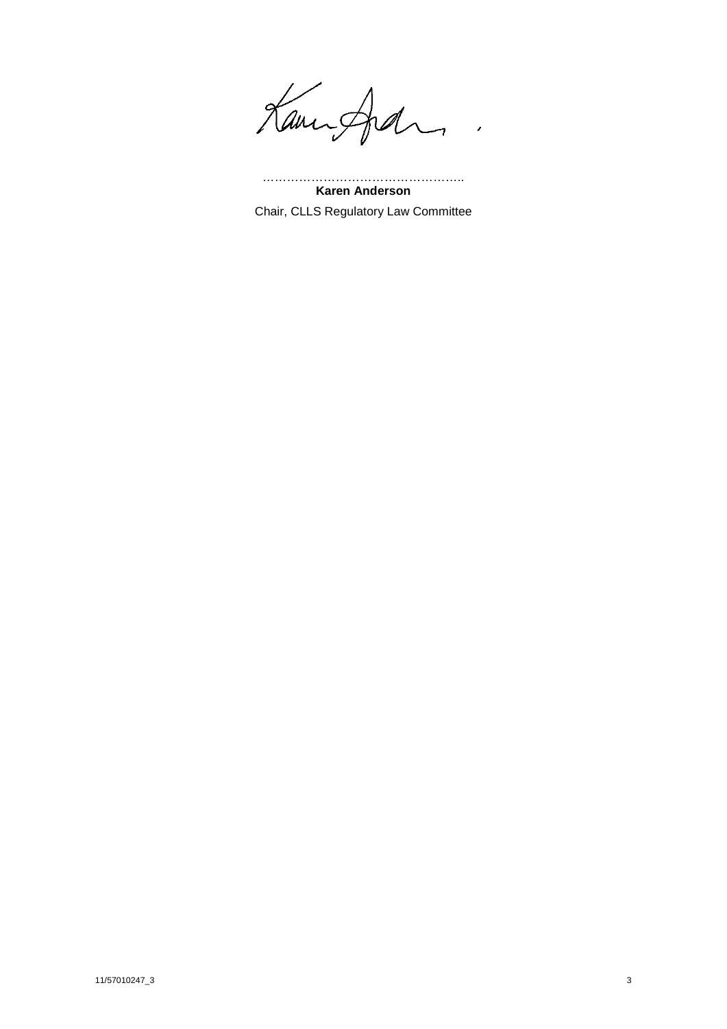…………………………………………..

**Karen Anderson**

Chair, CLLS Regulatory Law Committee